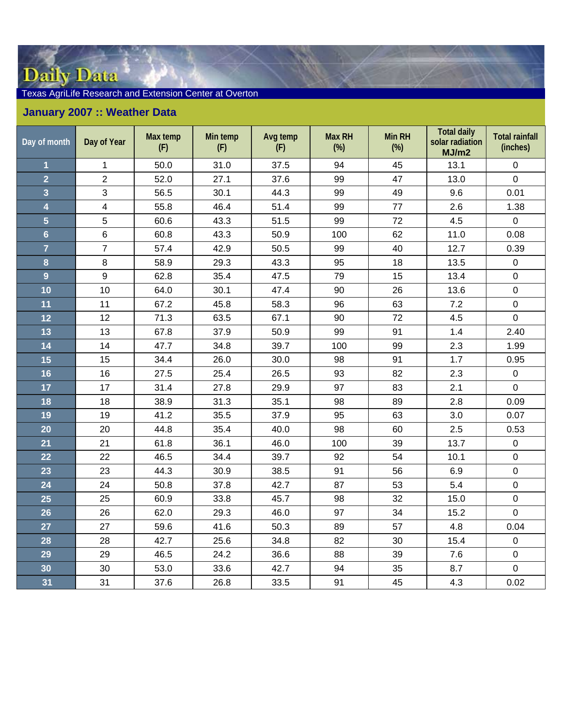# Daily Data

Texas AgriLife Research and Extension Center at Overton

## January 2007 :: Weather Data

| Day of month | Day of Year | Max temp (F) | Min temp (F) | Avg temp (F) | Max RH (%) | Min RH (%) | Total daily solar radiation MJ/m2 | Total rainfall (inches) |
|---|---|---|---|---|---|---|---|---|
| 1 | 1 | 50.0 | 31.0 | 37.5 | 94 | 45 | 13.1 | 0 |
| 2 | 2 | 52.0 | 27.1 | 37.6 | 99 | 47 | 13.0 | 0 |
| 3 | 3 | 56.5 | 30.1 | 44.3 | 99 | 49 | 9.6 | 0.01 |
| 4 | 4 | 55.8 | 46.4 | 51.4 | 99 | 77 | 2.6 | 1.38 |
| 5 | 5 | 60.6 | 43.3 | 51.5 | 99 | 72 | 4.5 | 0 |
| 6 | 6 | 60.8 | 43.3 | 50.9 | 100 | 62 | 11.0 | 0.08 |
| 7 | 7 | 57.4 | 42.9 | 50.5 | 99 | 40 | 12.7 | 0.39 |
| 8 | 8 | 58.9 | 29.3 | 43.3 | 95 | 18 | 13.5 | 0 |
| 9 | 9 | 62.8 | 35.4 | 47.5 | 79 | 15 | 13.4 | 0 |
| 10 | 10 | 64.0 | 30.1 | 47.4 | 90 | 26 | 13.6 | 0 |
| 11 | 11 | 67.2 | 45.8 | 58.3 | 96 | 63 | 7.2 | 0 |
| 12 | 12 | 71.3 | 63.5 | 67.1 | 90 | 72 | 4.5 | 0 |
| 13 | 13 | 67.8 | 37.9 | 50.9 | 99 | 91 | 1.4 | 2.40 |
| 14 | 14 | 47.7 | 34.8 | 39.7 | 100 | 99 | 2.3 | 1.99 |
| 15 | 15 | 34.4 | 26.0 | 30.0 | 98 | 91 | 1.7 | 0.95 |
| 16 | 16 | 27.5 | 25.4 | 26.5 | 93 | 82 | 2.3 | 0 |
| 17 | 17 | 31.4 | 27.8 | 29.9 | 97 | 83 | 2.1 | 0 |
| 18 | 18 | 38.9 | 31.3 | 35.1 | 98 | 89 | 2.8 | 0.09 |
| 19 | 19 | 41.2 | 35.5 | 37.9 | 95 | 63 | 3.0 | 0.07 |
| 20 | 20 | 44.8 | 35.4 | 40.0 | 98 | 60 | 2.5 | 0.53 |
| 21 | 21 | 61.8 | 36.1 | 46.0 | 100 | 39 | 13.7 | 0 |
| 22 | 22 | 46.5 | 34.4 | 39.7 | 92 | 54 | 10.1 | 0 |
| 23 | 23 | 44.3 | 30.9 | 38.5 | 91 | 56 | 6.9 | 0 |
| 24 | 24 | 50.8 | 37.8 | 42.7 | 87 | 53 | 5.4 | 0 |
| 25 | 25 | 60.9 | 33.8 | 45.7 | 98 | 32 | 15.0 | 0 |
| 26 | 26 | 62.0 | 29.3 | 46.0 | 97 | 34 | 15.2 | 0 |
| 27 | 27 | 59.6 | 41.6 | 50.3 | 89 | 57 | 4.8 | 0.04 |
| 28 | 28 | 42.7 | 25.6 | 34.8 | 82 | 30 | 15.4 | 0 |
| 29 | 29 | 46.5 | 24.2 | 36.6 | 88 | 39 | 7.6 | 0 |
| 30 | 30 | 53.0 | 33.6 | 42.7 | 94 | 35 | 8.7 | 0 |
| 31 | 31 | 37.6 | 26.8 | 33.5 | 91 | 45 | 4.3 | 0.02 |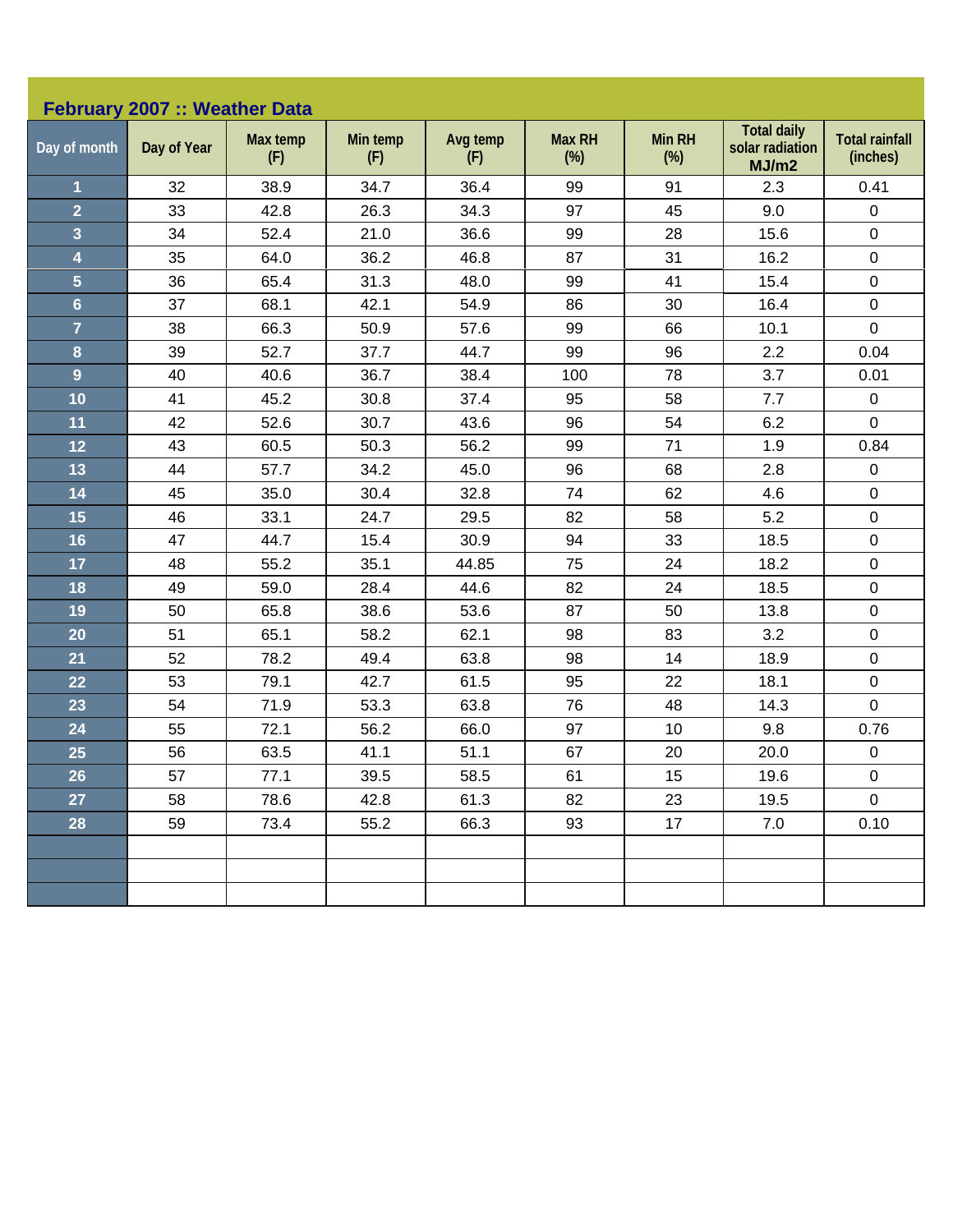## February 2007 :: Weather Data

| Day of month | Day of Year | Max temp (F) | Min temp (F) | Avg temp (F) | Max RH (%) | Min RH (%) | Total daily solar radiation MJ/m2 | Total rainfall (inches) |
|---|---|---|---|---|---|---|---|---|
| 1 | 32 | 38.9 | 34.7 | 36.4 | 99 | 91 | 2.3 | 0.41 |
| 2 | 33 | 42.8 | 26.3 | 34.3 | 97 | 45 | 9.0 | 0 |
| 3 | 34 | 52.4 | 21.0 | 36.6 | 99 | 28 | 15.6 | 0 |
| 4 | 35 | 64.0 | 36.2 | 46.8 | 87 | 31 | 16.2 | 0 |
| 5 | 36 | 65.4 | 31.3 | 48.0 | 99 | 41 | 15.4 | 0 |
| 6 | 37 | 68.1 | 42.1 | 54.9 | 86 | 30 | 16.4 | 0 |
| 7 | 38 | 66.3 | 50.9 | 57.6 | 99 | 66 | 10.1 | 0 |
| 8 | 39 | 52.7 | 37.7 | 44.7 | 99 | 96 | 2.2 | 0.04 |
| 9 | 40 | 40.6 | 36.7 | 38.4 | 100 | 78 | 3.7 | 0.01 |
| 10 | 41 | 45.2 | 30.8 | 37.4 | 95 | 58 | 7.7 | 0 |
| 11 | 42 | 52.6 | 30.7 | 43.6 | 96 | 54 | 6.2 | 0 |
| 12 | 43 | 60.5 | 50.3 | 56.2 | 99 | 71 | 1.9 | 0.84 |
| 13 | 44 | 57.7 | 34.2 | 45.0 | 96 | 68 | 2.8 | 0 |
| 14 | 45 | 35.0 | 30.4 | 32.8 | 74 | 62 | 4.6 | 0 |
| 15 | 46 | 33.1 | 24.7 | 29.5 | 82 | 58 | 5.2 | 0 |
| 16 | 47 | 44.7 | 15.4 | 30.9 | 94 | 33 | 18.5 | 0 |
| 17 | 48 | 55.2 | 35.1 | 44.85 | 75 | 24 | 18.2 | 0 |
| 18 | 49 | 59.0 | 28.4 | 44.6 | 82 | 24 | 18.5 | 0 |
| 19 | 50 | 65.8 | 38.6 | 53.6 | 87 | 50 | 13.8 | 0 |
| 20 | 51 | 65.1 | 58.2 | 62.1 | 98 | 83 | 3.2 | 0 |
| 21 | 52 | 78.2 | 49.4 | 63.8 | 98 | 14 | 18.9 | 0 |
| 22 | 53 | 79.1 | 42.7 | 61.5 | 95 | 22 | 18.1 | 0 |
| 23 | 54 | 71.9 | 53.3 | 63.8 | 76 | 48 | 14.3 | 0 |
| 24 | 55 | 72.1 | 56.2 | 66.0 | 97 | 10 | 9.8 | 0.76 |
| 25 | 56 | 63.5 | 41.1 | 51.1 | 67 | 20 | 20.0 | 0 |
| 26 | 57 | 77.1 | 39.5 | 58.5 | 61 | 15 | 19.6 | 0 |
| 27 | 58 | 78.6 | 42.8 | 61.3 | 82 | 23 | 19.5 | 0 |
| 28 | 59 | 73.4 | 55.2 | 66.3 | 93 | 17 | 7.0 | 0.10 |
| | | | | | | | | |
| | | | | | | | | |
| | | | | | | | | |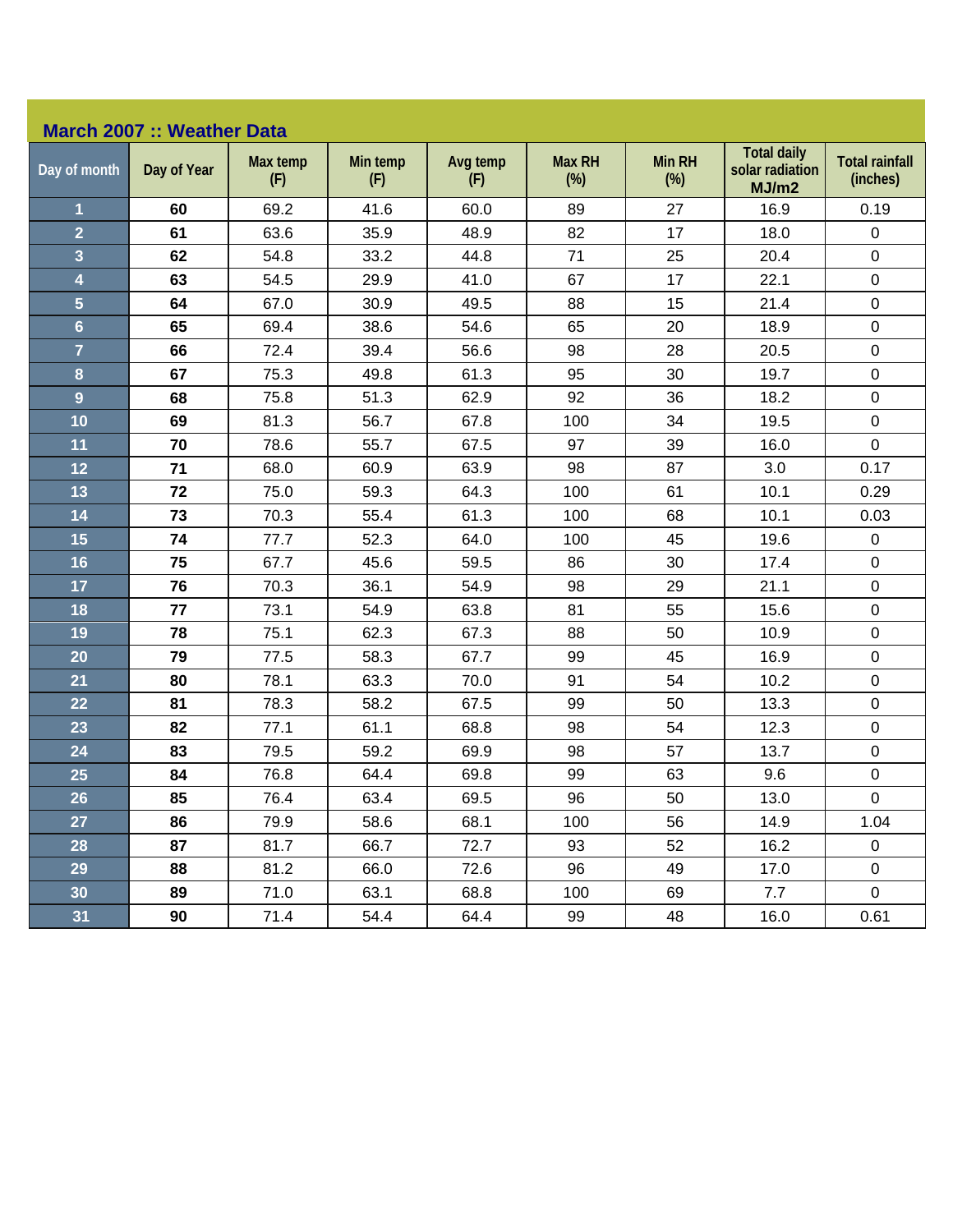## March 2007 :: Weather Data

| Day of month | Day of Year | Max temp (F) | Min temp (F) | Avg temp (F) | Max RH (%) | Min RH (%) | Total daily solar radiation MJ/m2 | Total rainfall (inches) |
|---|---|---|---|---|---|---|---|---|
| 1 | 60 | 69.2 | 41.6 | 60.0 | 89 | 27 | 16.9 | 0.19 |
| 2 | 61 | 63.6 | 35.9 | 48.9 | 82 | 17 | 18.0 | 0 |
| 3 | 62 | 54.8 | 33.2 | 44.8 | 71 | 25 | 20.4 | 0 |
| 4 | 63 | 54.5 | 29.9 | 41.0 | 67 | 17 | 22.1 | 0 |
| 5 | 64 | 67.0 | 30.9 | 49.5 | 88 | 15 | 21.4 | 0 |
| 6 | 65 | 69.4 | 38.6 | 54.6 | 65 | 20 | 18.9 | 0 |
| 7 | 66 | 72.4 | 39.4 | 56.6 | 98 | 28 | 20.5 | 0 |
| 8 | 67 | 75.3 | 49.8 | 61.3 | 95 | 30 | 19.7 | 0 |
| 9 | 68 | 75.8 | 51.3 | 62.9 | 92 | 36 | 18.2 | 0 |
| 10 | 69 | 81.3 | 56.7 | 67.8 | 100 | 34 | 19.5 | 0 |
| 11 | 70 | 78.6 | 55.7 | 67.5 | 97 | 39 | 16.0 | 0 |
| 12 | 71 | 68.0 | 60.9 | 63.9 | 98 | 87 | 3.0 | 0.17 |
| 13 | 72 | 75.0 | 59.3 | 64.3 | 100 | 61 | 10.1 | 0.29 |
| 14 | 73 | 70.3 | 55.4 | 61.3 | 100 | 68 | 10.1 | 0.03 |
| 15 | 74 | 77.7 | 52.3 | 64.0 | 100 | 45 | 19.6 | 0 |
| 16 | 75 | 67.7 | 45.6 | 59.5 | 86 | 30 | 17.4 | 0 |
| 17 | 76 | 70.3 | 36.1 | 54.9 | 98 | 29 | 21.1 | 0 |
| 18 | 77 | 73.1 | 54.9 | 63.8 | 81 | 55 | 15.6 | 0 |
| 19 | 78 | 75.1 | 62.3 | 67.3 | 88 | 50 | 10.9 | 0 |
| 20 | 79 | 77.5 | 58.3 | 67.7 | 99 | 45 | 16.9 | 0 |
| 21 | 80 | 78.1 | 63.3 | 70.0 | 91 | 54 | 10.2 | 0 |
| 22 | 81 | 78.3 | 58.2 | 67.5 | 99 | 50 | 13.3 | 0 |
| 23 | 82 | 77.1 | 61.1 | 68.8 | 98 | 54 | 12.3 | 0 |
| 24 | 83 | 79.5 | 59.2 | 69.9 | 98 | 57 | 13.7 | 0 |
| 25 | 84 | 76.8 | 64.4 | 69.8 | 99 | 63 | 9.6 | 0 |
| 26 | 85 | 76.4 | 63.4 | 69.5 | 96 | 50 | 13.0 | 0 |
| 27 | 86 | 79.9 | 58.6 | 68.1 | 100 | 56 | 14.9 | 1.04 |
| 28 | 87 | 81.7 | 66.7 | 72.7 | 93 | 52 | 16.2 | 0 |
| 29 | 88 | 81.2 | 66.0 | 72.6 | 96 | 49 | 17.0 | 0 |
| 30 | 89 | 71.0 | 63.1 | 68.8 | 100 | 69 | 7.7 | 0 |
| 31 | 90 | 71.4 | 54.4 | 64.4 | 99 | 48 | 16.0 | 0.61 |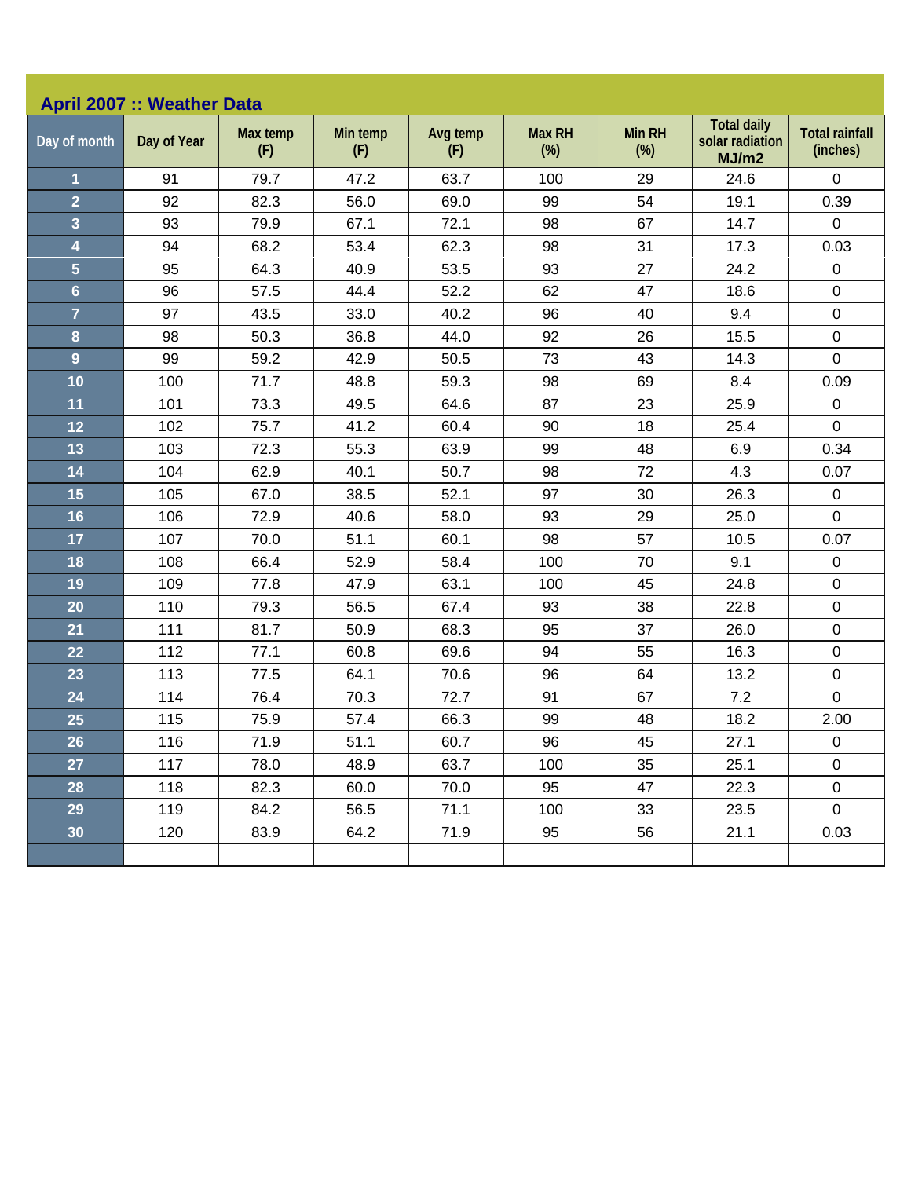## April 2007 :: Weather Data

| Day of month | Day of Year | Max temp (F) | Min temp (F) | Avg temp (F) | Max RH (%) | Min RH (%) | Total daily solar radiation MJ/m2 | Total rainfall (inches) |
|---|---|---|---|---|---|---|---|---|
| 1 | 91 | 79.7 | 47.2 | 63.7 | 100 | 29 | 24.6 | 0 |
| 2 | 92 | 82.3 | 56.0 | 69.0 | 99 | 54 | 19.1 | 0.39 |
| 3 | 93 | 79.9 | 67.1 | 72.1 | 98 | 67 | 14.7 | 0 |
| 4 | 94 | 68.2 | 53.4 | 62.3 | 98 | 31 | 17.3 | 0.03 |
| 5 | 95 | 64.3 | 40.9 | 53.5 | 93 | 27 | 24.2 | 0 |
| 6 | 96 | 57.5 | 44.4 | 52.2 | 62 | 47 | 18.6 | 0 |
| 7 | 97 | 43.5 | 33.0 | 40.2 | 96 | 40 | 9.4 | 0 |
| 8 | 98 | 50.3 | 36.8 | 44.0 | 92 | 26 | 15.5 | 0 |
| 9 | 99 | 59.2 | 42.9 | 50.5 | 73 | 43 | 14.3 | 0 |
| 10 | 100 | 71.7 | 48.8 | 59.3 | 98 | 69 | 8.4 | 0.09 |
| 11 | 101 | 73.3 | 49.5 | 64.6 | 87 | 23 | 25.9 | 0 |
| 12 | 102 | 75.7 | 41.2 | 60.4 | 90 | 18 | 25.4 | 0 |
| 13 | 103 | 72.3 | 55.3 | 63.9 | 99 | 48 | 6.9 | 0.34 |
| 14 | 104 | 62.9 | 40.1 | 50.7 | 98 | 72 | 4.3 | 0.07 |
| 15 | 105 | 67.0 | 38.5 | 52.1 | 97 | 30 | 26.3 | 0 |
| 16 | 106 | 72.9 | 40.6 | 58.0 | 93 | 29 | 25.0 | 0 |
| 17 | 107 | 70.0 | 51.1 | 60.1 | 98 | 57 | 10.5 | 0.07 |
| 18 | 108 | 66.4 | 52.9 | 58.4 | 100 | 70 | 9.1 | 0 |
| 19 | 109 | 77.8 | 47.9 | 63.1 | 100 | 45 | 24.8 | 0 |
| 20 | 110 | 79.3 | 56.5 | 67.4 | 93 | 38 | 22.8 | 0 |
| 21 | 111 | 81.7 | 50.9 | 68.3 | 95 | 37 | 26.0 | 0 |
| 22 | 112 | 77.1 | 60.8 | 69.6 | 94 | 55 | 16.3 | 0 |
| 23 | 113 | 77.5 | 64.1 | 70.6 | 96 | 64 | 13.2 | 0 |
| 24 | 114 | 76.4 | 70.3 | 72.7 | 91 | 67 | 7.2 | 0 |
| 25 | 115 | 75.9 | 57.4 | 66.3 | 99 | 48 | 18.2 | 2.00 |
| 26 | 116 | 71.9 | 51.1 | 60.7 | 96 | 45 | 27.1 | 0 |
| 27 | 117 | 78.0 | 48.9 | 63.7 | 100 | 35 | 25.1 | 0 |
| 28 | 118 | 82.3 | 60.0 | 70.0 | 95 | 47 | 22.3 | 0 |
| 29 | 119 | 84.2 | 56.5 | 71.1 | 100 | 33 | 23.5 | 0 |
| 30 | 120 | 83.9 | 64.2 | 71.9 | 95 | 56 | 21.1 | 0.03 |
| | | | | | | | | |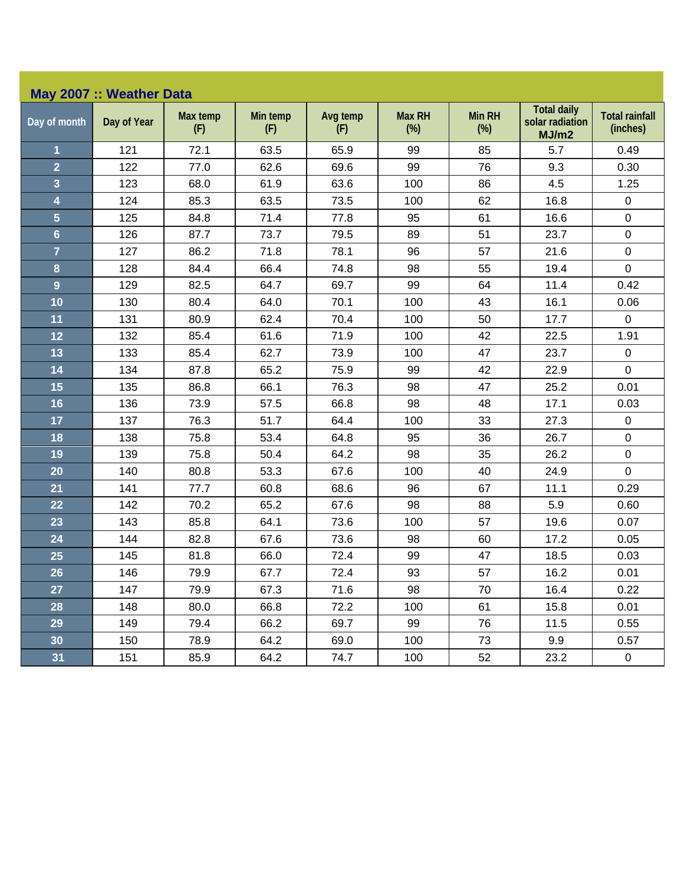## May 2007 :: Weather Data

| Day of month | Day of Year | Max temp (F) | Min temp (F) | Avg temp (F) | Max RH (%) | Min RH (%) | Total daily solar radiation MJ/m2 | Total rainfall (inches) |
|---|---|---|---|---|---|---|---|---|
| 1 | 121 | 72.1 | 63.5 | 65.9 | 99 | 85 | 5.7 | 0.49 |
| 2 | 122 | 77.0 | 62.6 | 69.6 | 99 | 76 | 9.3 | 0.30 |
| 3 | 123 | 68.0 | 61.9 | 63.6 | 100 | 86 | 4.5 | 1.25 |
| 4 | 124 | 85.3 | 63.5 | 73.5 | 100 | 62 | 16.8 | 0 |
| 5 | 125 | 84.8 | 71.4 | 77.8 | 95 | 61 | 16.6 | 0 |
| 6 | 126 | 87.7 | 73.7 | 79.5 | 89 | 51 | 23.7 | 0 |
| 7 | 127 | 86.2 | 71.8 | 78.1 | 96 | 57 | 21.6 | 0 |
| 8 | 128 | 84.4 | 66.4 | 74.8 | 98 | 55 | 19.4 | 0 |
| 9 | 129 | 82.5 | 64.7 | 69.7 | 99 | 64 | 11.4 | 0.42 |
| 10 | 130 | 80.4 | 64.0 | 70.1 | 100 | 43 | 16.1 | 0.06 |
| 11 | 131 | 80.9 | 62.4 | 70.4 | 100 | 50 | 17.7 | 0 |
| 12 | 132 | 85.4 | 61.6 | 71.9 | 100 | 42 | 22.5 | 1.91 |
| 13 | 133 | 85.4 | 62.7 | 73.9 | 100 | 47 | 23.7 | 0 |
| 14 | 134 | 87.8 | 65.2 | 75.9 | 99 | 42 | 22.9 | 0 |
| 15 | 135 | 86.8 | 66.1 | 76.3 | 98 | 47 | 25.2 | 0.01 |
| 16 | 136 | 73.9 | 57.5 | 66.8 | 98 | 48 | 17.1 | 0.03 |
| 17 | 137 | 76.3 | 51.7 | 64.4 | 100 | 33 | 27.3 | 0 |
| 18 | 138 | 75.8 | 53.4 | 64.8 | 95 | 36 | 26.7 | 0 |
| 19 | 139 | 75.8 | 50.4 | 64.2 | 98 | 35 | 26.2 | 0 |
| 20 | 140 | 80.8 | 53.3 | 67.6 | 100 | 40 | 24.9 | 0 |
| 21 | 141 | 77.7 | 60.8 | 68.6 | 96 | 67 | 11.1 | 0.29 |
| 22 | 142 | 70.2 | 65.2 | 67.6 | 98 | 88 | 5.9 | 0.60 |
| 23 | 143 | 85.8 | 64.1 | 73.6 | 100 | 57 | 19.6 | 0.07 |
| 24 | 144 | 82.8 | 67.6 | 73.6 | 98 | 60 | 17.2 | 0.05 |
| 25 | 145 | 81.8 | 66.0 | 72.4 | 99 | 47 | 18.5 | 0.03 |
| 26 | 146 | 79.9 | 67.7 | 72.4 | 93 | 57 | 16.2 | 0.01 |
| 27 | 147 | 79.9 | 67.3 | 71.6 | 98 | 70 | 16.4 | 0.22 |
| 28 | 148 | 80.0 | 66.8 | 72.2 | 100 | 61 | 15.8 | 0.01 |
| 29 | 149 | 79.4 | 66.2 | 69.7 | 99 | 76 | 11.5 | 0.55 |
| 30 | 150 | 78.9 | 64.2 | 69.0 | 100 | 73 | 9.9 | 0.57 |
| 31 | 151 | 85.9 | 64.2 | 74.7 | 100 | 52 | 23.2 | 0 |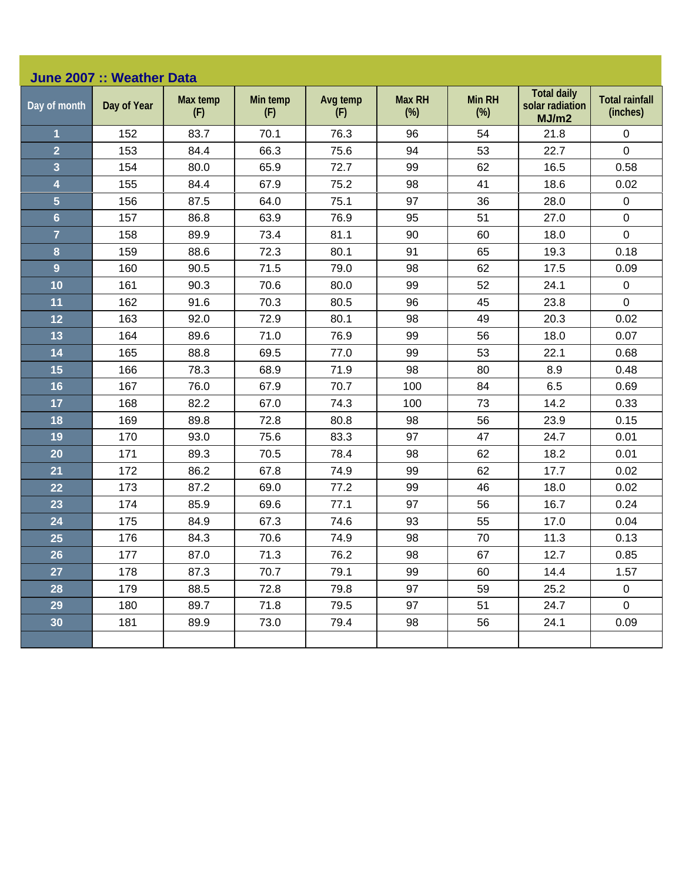## June 2007 :: Weather Data

| Day of month | Day of Year | Max temp (F) | Min temp (F) | Avg temp (F) | Max RH (%) | Min RH (%) | Total daily solar radiation MJ/m2 | Total rainfall (inches) |
|---|---|---|---|---|---|---|---|---|
| 1 | 152 | 83.7 | 70.1 | 76.3 | 96 | 54 | 21.8 | 0 |
| 2 | 153 | 84.4 | 66.3 | 75.6 | 94 | 53 | 22.7 | 0 |
| 3 | 154 | 80.0 | 65.9 | 72.7 | 99 | 62 | 16.5 | 0.58 |
| 4 | 155 | 84.4 | 67.9 | 75.2 | 98 | 41 | 18.6 | 0.02 |
| 5 | 156 | 87.5 | 64.0 | 75.1 | 97 | 36 | 28.0 | 0 |
| 6 | 157 | 86.8 | 63.9 | 76.9 | 95 | 51 | 27.0 | 0 |
| 7 | 158 | 89.9 | 73.4 | 81.1 | 90 | 60 | 18.0 | 0 |
| 8 | 159 | 88.6 | 72.3 | 80.1 | 91 | 65 | 19.3 | 0.18 |
| 9 | 160 | 90.5 | 71.5 | 79.0 | 98 | 62 | 17.5 | 0.09 |
| 10 | 161 | 90.3 | 70.6 | 80.0 | 99 | 52 | 24.1 | 0 |
| 11 | 162 | 91.6 | 70.3 | 80.5 | 96 | 45 | 23.8 | 0 |
| 12 | 163 | 92.0 | 72.9 | 80.1 | 98 | 49 | 20.3 | 0.02 |
| 13 | 164 | 89.6 | 71.0 | 76.9 | 99 | 56 | 18.0 | 0.07 |
| 14 | 165 | 88.8 | 69.5 | 77.0 | 99 | 53 | 22.1 | 0.68 |
| 15 | 166 | 78.3 | 68.9 | 71.9 | 98 | 80 | 8.9 | 0.48 |
| 16 | 167 | 76.0 | 67.9 | 70.7 | 100 | 84 | 6.5 | 0.69 |
| 17 | 168 | 82.2 | 67.0 | 74.3 | 100 | 73 | 14.2 | 0.33 |
| 18 | 169 | 89.8 | 72.8 | 80.8 | 98 | 56 | 23.9 | 0.15 |
| 19 | 170 | 93.0 | 75.6 | 83.3 | 97 | 47 | 24.7 | 0.01 |
| 20 | 171 | 89.3 | 70.5 | 78.4 | 98 | 62 | 18.2 | 0.01 |
| 21 | 172 | 86.2 | 67.8 | 74.9 | 99 | 62 | 17.7 | 0.02 |
| 22 | 173 | 87.2 | 69.0 | 77.2 | 99 | 46 | 18.0 | 0.02 |
| 23 | 174 | 85.9 | 69.6 | 77.1 | 97 | 56 | 16.7 | 0.24 |
| 24 | 175 | 84.9 | 67.3 | 74.6 | 93 | 55 | 17.0 | 0.04 |
| 25 | 176 | 84.3 | 70.6 | 74.9 | 98 | 70 | 11.3 | 0.13 |
| 26 | 177 | 87.0 | 71.3 | 76.2 | 98 | 67 | 12.7 | 0.85 |
| 27 | 178 | 87.3 | 70.7 | 79.1 | 99 | 60 | 14.4 | 1.57 |
| 28 | 179 | 88.5 | 72.8 | 79.8 | 97 | 59 | 25.2 | 0 |
| 29 | 180 | 89.7 | 71.8 | 79.5 | 97 | 51 | 24.7 | 0 |
| 30 | 181 | 89.9 | 73.0 | 79.4 | 98 | 56 | 24.1 | 0.09 |
| | | | | | | | | |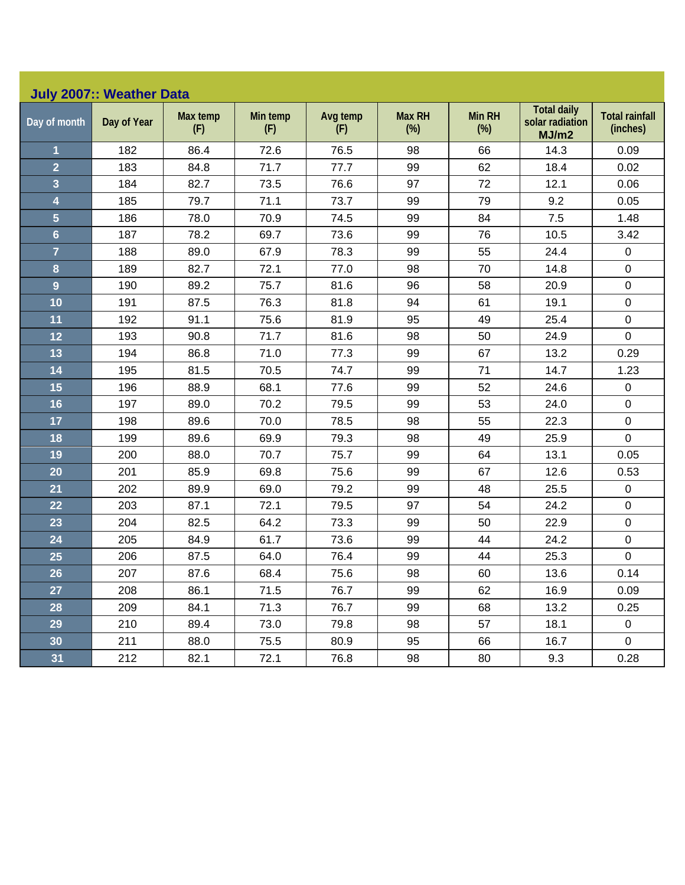## July 2007:: Weather Data

| Day of month | Day of Year | Max temp (F) | Min temp (F) | Avg temp (F) | Max RH (%) | Min RH (%) | Total daily solar radiation MJ/m2 | Total rainfall (inches) |
|---|---|---|---|---|---|---|---|---|
| 1 | 182 | 86.4 | 72.6 | 76.5 | 98 | 66 | 14.3 | 0.09 |
| 2 | 183 | 84.8 | 71.7 | 77.7 | 99 | 62 | 18.4 | 0.02 |
| 3 | 184 | 82.7 | 73.5 | 76.6 | 97 | 72 | 12.1 | 0.06 |
| 4 | 185 | 79.7 | 71.1 | 73.7 | 99 | 79 | 9.2 | 0.05 |
| 5 | 186 | 78.0 | 70.9 | 74.5 | 99 | 84 | 7.5 | 1.48 |
| 6 | 187 | 78.2 | 69.7 | 73.6 | 99 | 76 | 10.5 | 3.42 |
| 7 | 188 | 89.0 | 67.9 | 78.3 | 99 | 55 | 24.4 | 0 |
| 8 | 189 | 82.7 | 72.1 | 77.0 | 98 | 70 | 14.8 | 0 |
| 9 | 190 | 89.2 | 75.7 | 81.6 | 96 | 58 | 20.9 | 0 |
| 10 | 191 | 87.5 | 76.3 | 81.8 | 94 | 61 | 19.1 | 0 |
| 11 | 192 | 91.1 | 75.6 | 81.9 | 95 | 49 | 25.4 | 0 |
| 12 | 193 | 90.8 | 71.7 | 81.6 | 98 | 50 | 24.9 | 0 |
| 13 | 194 | 86.8 | 71.0 | 77.3 | 99 | 67 | 13.2 | 0.29 |
| 14 | 195 | 81.5 | 70.5 | 74.7 | 99 | 71 | 14.7 | 1.23 |
| 15 | 196 | 88.9 | 68.1 | 77.6 | 99 | 52 | 24.6 | 0 |
| 16 | 197 | 89.0 | 70.2 | 79.5 | 99 | 53 | 24.0 | 0 |
| 17 | 198 | 89.6 | 70.0 | 78.5 | 98 | 55 | 22.3 | 0 |
| 18 | 199 | 89.6 | 69.9 | 79.3 | 98 | 49 | 25.9 | 0 |
| 19 | 200 | 88.0 | 70.7 | 75.7 | 99 | 64 | 13.1 | 0.05 |
| 20 | 201 | 85.9 | 69.8 | 75.6 | 99 | 67 | 12.6 | 0.53 |
| 21 | 202 | 89.9 | 69.0 | 79.2 | 99 | 48 | 25.5 | 0 |
| 22 | 203 | 87.1 | 72.1 | 79.5 | 97 | 54 | 24.2 | 0 |
| 23 | 204 | 82.5 | 64.2 | 73.3 | 99 | 50 | 22.9 | 0 |
| 24 | 205 | 84.9 | 61.7 | 73.6 | 99 | 44 | 24.2 | 0 |
| 25 | 206 | 87.5 | 64.0 | 76.4 | 99 | 44 | 25.3 | 0 |
| 26 | 207 | 87.6 | 68.4 | 75.6 | 98 | 60 | 13.6 | 0.14 |
| 27 | 208 | 86.1 | 71.5 | 76.7 | 99 | 62 | 16.9 | 0.09 |
| 28 | 209 | 84.1 | 71.3 | 76.7 | 99 | 68 | 13.2 | 0.25 |
| 29 | 210 | 89.4 | 73.0 | 79.8 | 98 | 57 | 18.1 | 0 |
| 30 | 211 | 88.0 | 75.5 | 80.9 | 95 | 66 | 16.7 | 0 |
| 31 | 212 | 82.1 | 72.1 | 76.8 | 98 | 80 | 9.3 | 0.28 |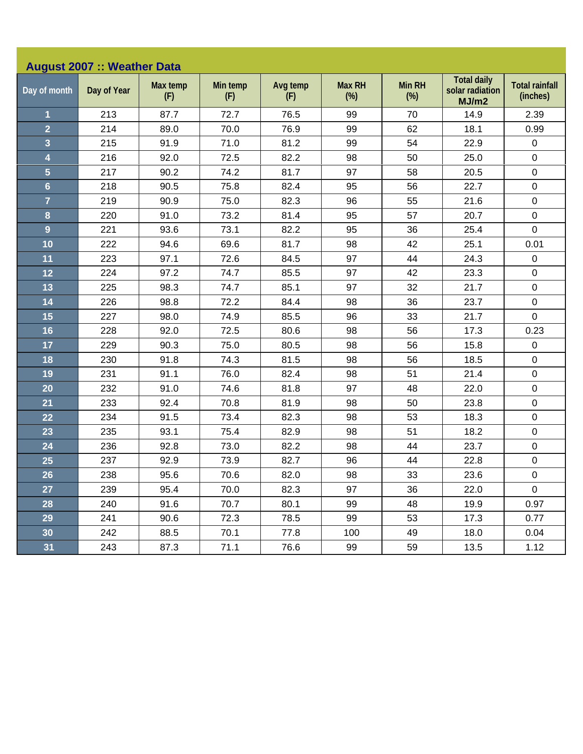## August 2007 :: Weather Data

| Day of month | Day of Year | Max temp (F) | Min temp (F) | Avg temp (F) | Max RH (%) | Min RH (%) | Total daily solar radiation MJ/m2 | Total rainfall (inches) |
|---|---|---|---|---|---|---|---|---|
| 1 | 213 | 87.7 | 72.7 | 76.5 | 99 | 70 | 14.9 | 2.39 |
| 2 | 214 | 89.0 | 70.0 | 76.9 | 99 | 62 | 18.1 | 0.99 |
| 3 | 215 | 91.9 | 71.0 | 81.2 | 99 | 54 | 22.9 | 0 |
| 4 | 216 | 92.0 | 72.5 | 82.2 | 98 | 50 | 25.0 | 0 |
| 5 | 217 | 90.2 | 74.2 | 81.7 | 97 | 58 | 20.5 | 0 |
| 6 | 218 | 90.5 | 75.8 | 82.4 | 95 | 56 | 22.7 | 0 |
| 7 | 219 | 90.9 | 75.0 | 82.3 | 96 | 55 | 21.6 | 0 |
| 8 | 220 | 91.0 | 73.2 | 81.4 | 95 | 57 | 20.7 | 0 |
| 9 | 221 | 93.6 | 73.1 | 82.2 | 95 | 36 | 25.4 | 0 |
| 10 | 222 | 94.6 | 69.6 | 81.7 | 98 | 42 | 25.1 | 0.01 |
| 11 | 223 | 97.1 | 72.6 | 84.5 | 97 | 44 | 24.3 | 0 |
| 12 | 224 | 97.2 | 74.7 | 85.5 | 97 | 42 | 23.3 | 0 |
| 13 | 225 | 98.3 | 74.7 | 85.1 | 97 | 32 | 21.7 | 0 |
| 14 | 226 | 98.8 | 72.2 | 84.4 | 98 | 36 | 23.7 | 0 |
| 15 | 227 | 98.0 | 74.9 | 85.5 | 96 | 33 | 21.7 | 0 |
| 16 | 228 | 92.0 | 72.5 | 80.6 | 98 | 56 | 17.3 | 0.23 |
| 17 | 229 | 90.3 | 75.0 | 80.5 | 98 | 56 | 15.8 | 0 |
| 18 | 230 | 91.8 | 74.3 | 81.5 | 98 | 56 | 18.5 | 0 |
| 19 | 231 | 91.1 | 76.0 | 82.4 | 98 | 51 | 21.4 | 0 |
| 20 | 232 | 91.0 | 74.6 | 81.8 | 97 | 48 | 22.0 | 0 |
| 21 | 233 | 92.4 | 70.8 | 81.9 | 98 | 50 | 23.8 | 0 |
| 22 | 234 | 91.5 | 73.4 | 82.3 | 98 | 53 | 18.3 | 0 |
| 23 | 235 | 93.1 | 75.4 | 82.9 | 98 | 51 | 18.2 | 0 |
| 24 | 236 | 92.8 | 73.0 | 82.2 | 98 | 44 | 23.7 | 0 |
| 25 | 237 | 92.9 | 73.9 | 82.7 | 96 | 44 | 22.8 | 0 |
| 26 | 238 | 95.6 | 70.6 | 82.0 | 98 | 33 | 23.6 | 0 |
| 27 | 239 | 95.4 | 70.0 | 82.3 | 97 | 36 | 22.0 | 0 |
| 28 | 240 | 91.6 | 70.7 | 80.1 | 99 | 48 | 19.9 | 0.97 |
| 29 | 241 | 90.6 | 72.3 | 78.5 | 99 | 53 | 17.3 | 0.77 |
| 30 | 242 | 88.5 | 70.1 | 77.8 | 100 | 49 | 18.0 | 0.04 |
| 31 | 243 | 87.3 | 71.1 | 76.6 | 99 | 59 | 13.5 | 1.12 |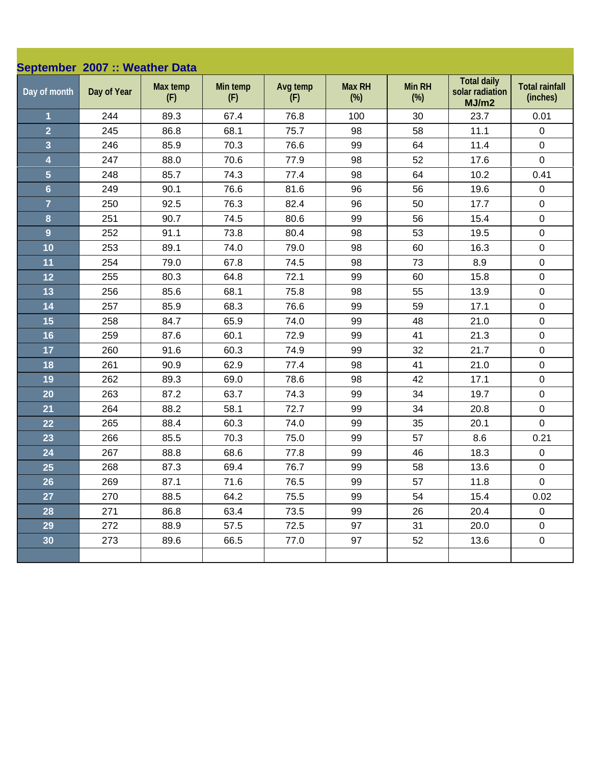## September 2007 :: Weather Data

| Day of month | Day of Year | Max temp (F) | Min temp (F) | Avg temp (F) | Max RH (%) | Min RH (%) | Total daily solar radiation MJ/m2 | Total rainfall (inches) |
|---|---|---|---|---|---|---|---|---|
| 1 | 244 | 89.3 | 67.4 | 76.8 | 100 | 30 | 23.7 | 0.01 |
| 2 | 245 | 86.8 | 68.1 | 75.7 | 98 | 58 | 11.1 | 0 |
| 3 | 246 | 85.9 | 70.3 | 76.6 | 99 | 64 | 11.4 | 0 |
| 4 | 247 | 88.0 | 70.6 | 77.9 | 98 | 52 | 17.6 | 0 |
| 5 | 248 | 85.7 | 74.3 | 77.4 | 98 | 64 | 10.2 | 0.41 |
| 6 | 249 | 90.1 | 76.6 | 81.6 | 96 | 56 | 19.6 | 0 |
| 7 | 250 | 92.5 | 76.3 | 82.4 | 96 | 50 | 17.7 | 0 |
| 8 | 251 | 90.7 | 74.5 | 80.6 | 99 | 56 | 15.4 | 0 |
| 9 | 252 | 91.1 | 73.8 | 80.4 | 98 | 53 | 19.5 | 0 |
| 10 | 253 | 89.1 | 74.0 | 79.0 | 98 | 60 | 16.3 | 0 |
| 11 | 254 | 79.0 | 67.8 | 74.5 | 98 | 73 | 8.9 | 0 |
| 12 | 255 | 80.3 | 64.8 | 72.1 | 99 | 60 | 15.8 | 0 |
| 13 | 256 | 85.6 | 68.1 | 75.8 | 98 | 55 | 13.9 | 0 |
| 14 | 257 | 85.9 | 68.3 | 76.6 | 99 | 59 | 17.1 | 0 |
| 15 | 258 | 84.7 | 65.9 | 74.0 | 99 | 48 | 21.0 | 0 |
| 16 | 259 | 87.6 | 60.1 | 72.9 | 99 | 41 | 21.3 | 0 |
| 17 | 260 | 91.6 | 60.3 | 74.9 | 99 | 32 | 21.7 | 0 |
| 18 | 261 | 90.9 | 62.9 | 77.4 | 98 | 41 | 21.0 | 0 |
| 19 | 262 | 89.3 | 69.0 | 78.6 | 98 | 42 | 17.1 | 0 |
| 20 | 263 | 87.2 | 63.7 | 74.3 | 99 | 34 | 19.7 | 0 |
| 21 | 264 | 88.2 | 58.1 | 72.7 | 99 | 34 | 20.8 | 0 |
| 22 | 265 | 88.4 | 60.3 | 74.0 | 99 | 35 | 20.1 | 0 |
| 23 | 266 | 85.5 | 70.3 | 75.0 | 99 | 57 | 8.6 | 0.21 |
| 24 | 267 | 88.8 | 68.6 | 77.8 | 99 | 46 | 18.3 | 0 |
| 25 | 268 | 87.3 | 69.4 | 76.7 | 99 | 58 | 13.6 | 0 |
| 26 | 269 | 87.1 | 71.6 | 76.5 | 99 | 57 | 11.8 | 0 |
| 27 | 270 | 88.5 | 64.2 | 75.5 | 99 | 54 | 15.4 | 0.02 |
| 28 | 271 | 86.8 | 63.4 | 73.5 | 99 | 26 | 20.4 | 0 |
| 29 | 272 | 88.9 | 57.5 | 72.5 | 97 | 31 | 20.0 | 0 |
| 30 | 273 | 89.6 | 66.5 | 77.0 | 97 | 52 | 13.6 | 0 |
| | | | | | | | | |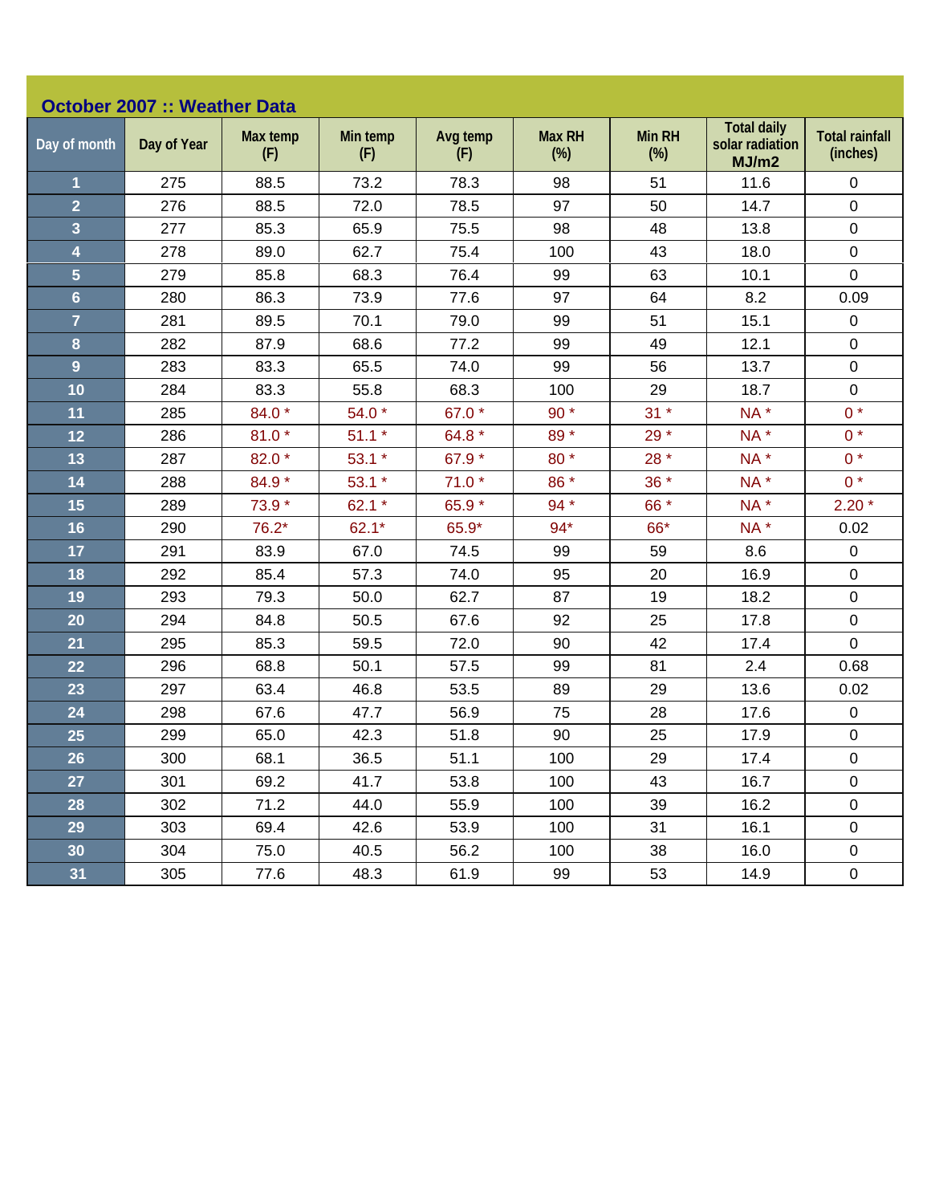## October 2007 :: Weather Data

| Day of month | Day of Year | Max temp (F) | Min temp (F) | Avg temp (F) | Max RH (%) | Min RH (%) | Total daily solar radiation MJ/m2 | Total rainfall (inches) |
|---|---|---|---|---|---|---|---|---|
| 1 | 275 | 88.5 | 73.2 | 78.3 | 98 | 51 | 11.6 | 0 |
| 2 | 276 | 88.5 | 72.0 | 78.5 | 97 | 50 | 14.7 | 0 |
| 3 | 277 | 85.3 | 65.9 | 75.5 | 98 | 48 | 13.8 | 0 |
| 4 | 278 | 89.0 | 62.7 | 75.4 | 100 | 43 | 18.0 | 0 |
| 5 | 279 | 85.8 | 68.3 | 76.4 | 99 | 63 | 10.1 | 0 |
| 6 | 280 | 86.3 | 73.9 | 77.6 | 97 | 64 | 8.2 | 0.09 |
| 7 | 281 | 89.5 | 70.1 | 79.0 | 99 | 51 | 15.1 | 0 |
| 8 | 282 | 87.9 | 68.6 | 77.2 | 99 | 49 | 12.1 | 0 |
| 9 | 283 | 83.3 | 65.5 | 74.0 | 99 | 56 | 13.7 | 0 |
| 10 | 284 | 83.3 | 55.8 | 68.3 | 100 | 29 | 18.7 | 0 |
| 11 | 285 | 84.0 * | 54.0 * | 67.0 * | 90 * | 31 * | NA * | 0 * |
| 12 | 286 | 81.0 * | 51.1 * | 64.8 * | 89 * | 29 * | NA * | 0 * |
| 13 | 287 | 82.0 * | 53.1 * | 67.9 * | 80 * | 28 * | NA * | 0 * |
| 14 | 288 | 84.9 * | 53.1 * | 71.0 * | 86 * | 36 * | NA * | 0 * |
| 15 | 289 | 73.9 * | 62.1 * | 65.9 * | 94 * | 66 * | NA * | 2.20 * |
| 16 | 290 | 76.2* | 62.1* | 65.9* | 94* | 66* | NA * | 0.02 |
| 17 | 291 | 83.9 | 67.0 | 74.5 | 99 | 59 | 8.6 | 0 |
| 18 | 292 | 85.4 | 57.3 | 74.0 | 95 | 20 | 16.9 | 0 |
| 19 | 293 | 79.3 | 50.0 | 62.7 | 87 | 19 | 18.2 | 0 |
| 20 | 294 | 84.8 | 50.5 | 67.6 | 92 | 25 | 17.8 | 0 |
| 21 | 295 | 85.3 | 59.5 | 72.0 | 90 | 42 | 17.4 | 0 |
| 22 | 296 | 68.8 | 50.1 | 57.5 | 99 | 81 | 2.4 | 0.68 |
| 23 | 297 | 63.4 | 46.8 | 53.5 | 89 | 29 | 13.6 | 0.02 |
| 24 | 298 | 67.6 | 47.7 | 56.9 | 75 | 28 | 17.6 | 0 |
| 25 | 299 | 65.0 | 42.3 | 51.8 | 90 | 25 | 17.9 | 0 |
| 26 | 300 | 68.1 | 36.5 | 51.1 | 100 | 29 | 17.4 | 0 |
| 27 | 301 | 69.2 | 41.7 | 53.8 | 100 | 43 | 16.7 | 0 |
| 28 | 302 | 71.2 | 44.0 | 55.9 | 100 | 39 | 16.2 | 0 |
| 29 | 303 | 69.4 | 42.6 | 53.9 | 100 | 31 | 16.1 | 0 |
| 30 | 304 | 75.0 | 40.5 | 56.2 | 100 | 38 | 16.0 | 0 |
| 31 | 305 | 77.6 | 48.3 | 61.9 | 99 | 53 | 14.9 | 0 |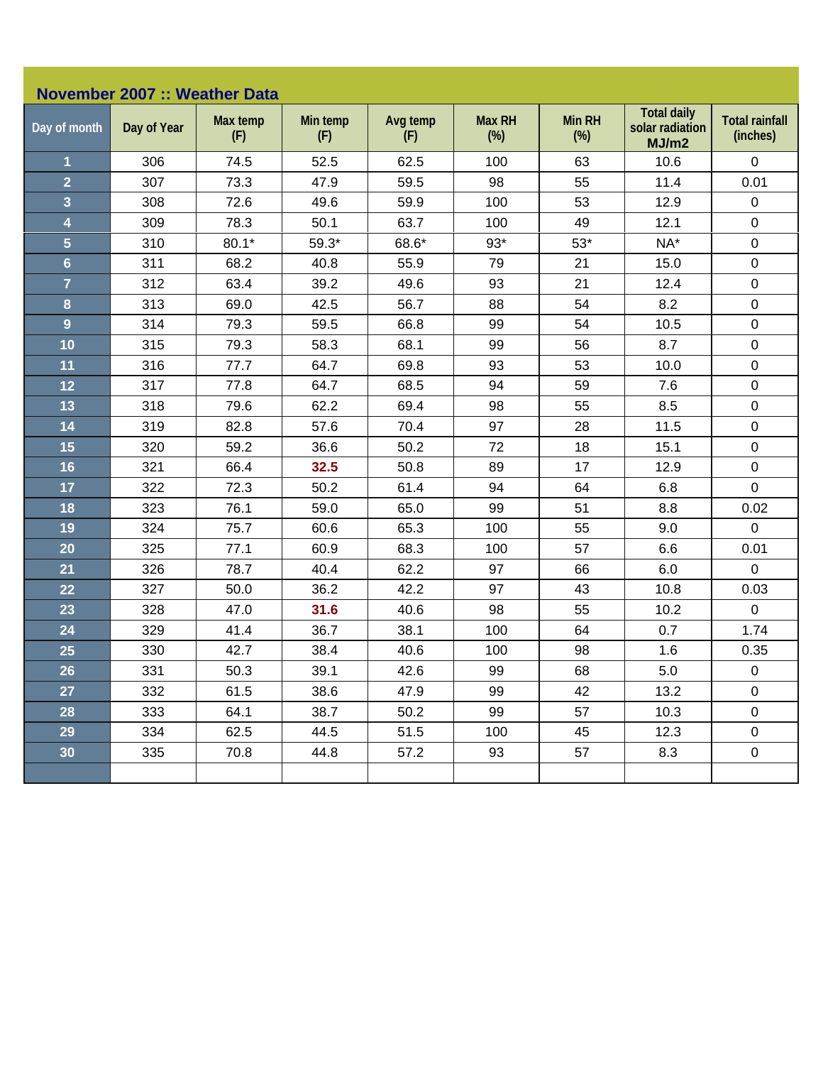## November 2007 :: Weather Data

| Day of month | Day of Year | Max temp (F) | Min temp (F) | Avg temp (F) | Max RH (%) | Min RH (%) | Total daily solar radiation MJ/m2 | Total rainfall (inches) |
|---|---|---|---|---|---|---|---|---|
| 1 | 306 | 74.5 | 52.5 | 62.5 | 100 | 63 | 10.6 | 0 |
| 2 | 307 | 73.3 | 47.9 | 59.5 | 98 | 55 | 11.4 | 0.01 |
| 3 | 308 | 72.6 | 49.6 | 59.9 | 100 | 53 | 12.9 | 0 |
| 4 | 309 | 78.3 | 50.1 | 63.7 | 100 | 49 | 12.1 | 0 |
| 5 | 310 | 80.1* | 59.3* | 68.6* | 93* | 53* | NA* | 0 |
| 6 | 311 | 68.2 | 40.8 | 55.9 | 79 | 21 | 15.0 | 0 |
| 7 | 312 | 63.4 | 39.2 | 49.6 | 93 | 21 | 12.4 | 0 |
| 8 | 313 | 69.0 | 42.5 | 56.7 | 88 | 54 | 8.2 | 0 |
| 9 | 314 | 79.3 | 59.5 | 66.8 | 99 | 54 | 10.5 | 0 |
| 10 | 315 | 79.3 | 58.3 | 68.1 | 99 | 56 | 8.7 | 0 |
| 11 | 316 | 77.7 | 64.7 | 69.8 | 93 | 53 | 10.0 | 0 |
| 12 | 317 | 77.8 | 64.7 | 68.5 | 94 | 59 | 7.6 | 0 |
| 13 | 318 | 79.6 | 62.2 | 69.4 | 98 | 55 | 8.5 | 0 |
| 14 | 319 | 82.8 | 57.6 | 70.4 | 97 | 28 | 11.5 | 0 |
| 15 | 320 | 59.2 | 36.6 | 50.2 | 72 | 18 | 15.1 | 0 |
| 16 | 321 | 66.4 | 32.5 | 50.8 | 89 | 17 | 12.9 | 0 |
| 17 | 322 | 72.3 | 50.2 | 61.4 | 94 | 64 | 6.8 | 0 |
| 18 | 323 | 76.1 | 59.0 | 65.0 | 99 | 51 | 8.8 | 0.02 |
| 19 | 324 | 75.7 | 60.6 | 65.3 | 100 | 55 | 9.0 | 0 |
| 20 | 325 | 77.1 | 60.9 | 68.3 | 100 | 57 | 6.6 | 0.01 |
| 21 | 326 | 78.7 | 40.4 | 62.2 | 97 | 66 | 6.0 | 0 |
| 22 | 327 | 50.0 | 36.2 | 42.2 | 97 | 43 | 10.8 | 0.03 |
| 23 | 328 | 47.0 | 31.6 | 40.6 | 98 | 55 | 10.2 | 0 |
| 24 | 329 | 41.4 | 36.7 | 38.1 | 100 | 64 | 0.7 | 1.74 |
| 25 | 330 | 42.7 | 38.4 | 40.6 | 100 | 98 | 1.6 | 0.35 |
| 26 | 331 | 50.3 | 39.1 | 42.6 | 99 | 68 | 5.0 | 0 |
| 27 | 332 | 61.5 | 38.6 | 47.9 | 99 | 42 | 13.2 | 0 |
| 28 | 333 | 64.1 | 38.7 | 50.2 | 99 | 57 | 10.3 | 0 |
| 29 | 334 | 62.5 | 44.5 | 51.5 | 100 | 45 | 12.3 | 0 |
| 30 | 335 | 70.8 | 44.8 | 57.2 | 93 | 57 | 8.3 | 0 |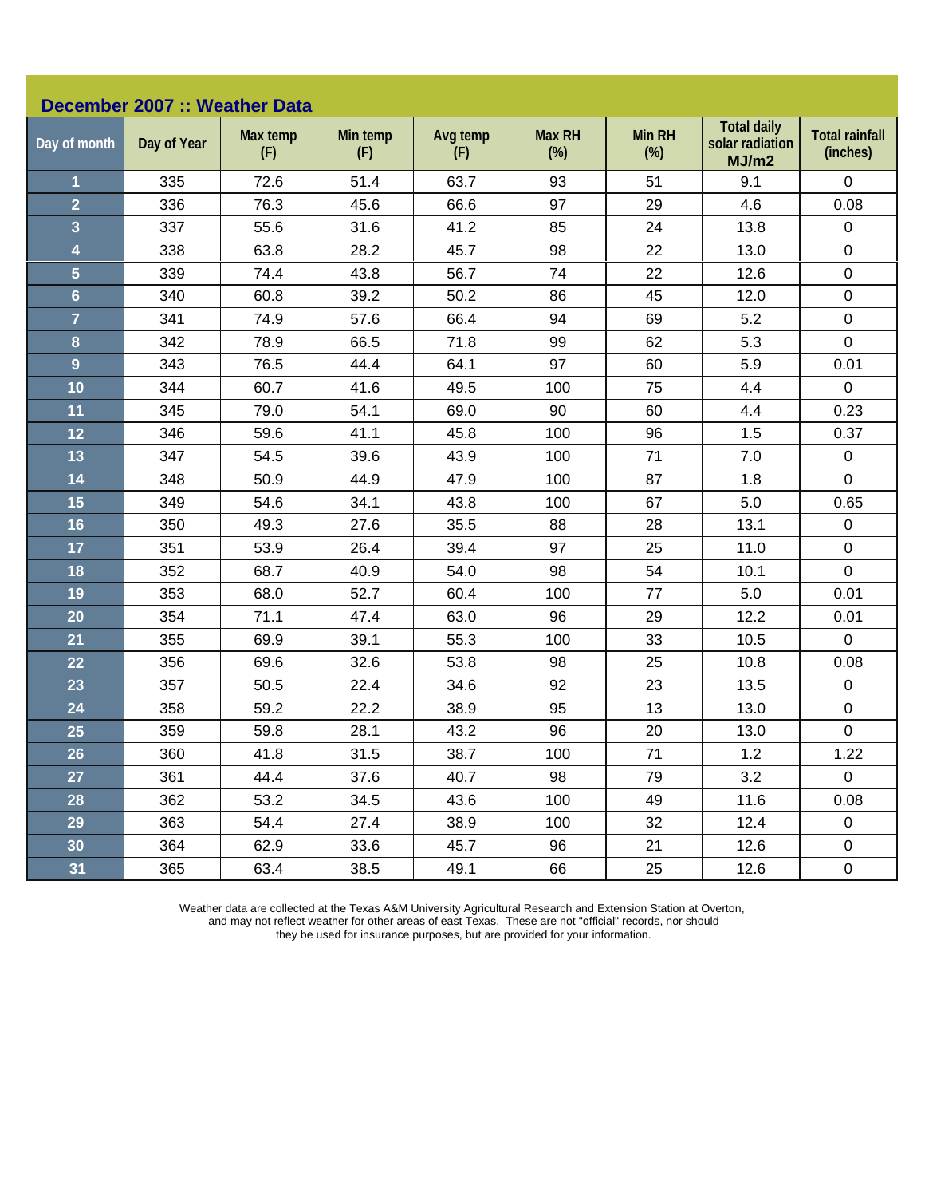## December 2007 :: Weather Data

| Day of month | Day of Year | Max temp (F) | Min temp (F) | Avg temp (F) | Max RH (%) | Min RH (%) | Total daily solar radiation MJ/m2 | Total rainfall (inches) |
|---|---|---|---|---|---|---|---|---|
| 1 | 335 | 72.6 | 51.4 | 63.7 | 93 | 51 | 9.1 | 0 |
| 2 | 336 | 76.3 | 45.6 | 66.6 | 97 | 29 | 4.6 | 0.08 |
| 3 | 337 | 55.6 | 31.6 | 41.2 | 85 | 24 | 13.8 | 0 |
| 4 | 338 | 63.8 | 28.2 | 45.7 | 98 | 22 | 13.0 | 0 |
| 5 | 339 | 74.4 | 43.8 | 56.7 | 74 | 22 | 12.6 | 0 |
| 6 | 340 | 60.8 | 39.2 | 50.2 | 86 | 45 | 12.0 | 0 |
| 7 | 341 | 74.9 | 57.6 | 66.4 | 94 | 69 | 5.2 | 0 |
| 8 | 342 | 78.9 | 66.5 | 71.8 | 99 | 62 | 5.3 | 0 |
| 9 | 343 | 76.5 | 44.4 | 64.1 | 97 | 60 | 5.9 | 0.01 |
| 10 | 344 | 60.7 | 41.6 | 49.5 | 100 | 75 | 4.4 | 0 |
| 11 | 345 | 79.0 | 54.1 | 69.0 | 90 | 60 | 4.4 | 0.23 |
| 12 | 346 | 59.6 | 41.1 | 45.8 | 100 | 96 | 1.5 | 0.37 |
| 13 | 347 | 54.5 | 39.6 | 43.9 | 100 | 71 | 7.0 | 0 |
| 14 | 348 | 50.9 | 44.9 | 47.9 | 100 | 87 | 1.8 | 0 |
| 15 | 349 | 54.6 | 34.1 | 43.8 | 100 | 67 | 5.0 | 0.65 |
| 16 | 350 | 49.3 | 27.6 | 35.5 | 88 | 28 | 13.1 | 0 |
| 17 | 351 | 53.9 | 26.4 | 39.4 | 97 | 25 | 11.0 | 0 |
| 18 | 352 | 68.7 | 40.9 | 54.0 | 98 | 54 | 10.1 | 0 |
| 19 | 353 | 68.0 | 52.7 | 60.4 | 100 | 77 | 5.0 | 0.01 |
| 20 | 354 | 71.1 | 47.4 | 63.0 | 96 | 29 | 12.2 | 0.01 |
| 21 | 355 | 69.9 | 39.1 | 55.3 | 100 | 33 | 10.5 | 0 |
| 22 | 356 | 69.6 | 32.6 | 53.8 | 98 | 25 | 10.8 | 0.08 |
| 23 | 357 | 50.5 | 22.4 | 34.6 | 92 | 23 | 13.5 | 0 |
| 24 | 358 | 59.2 | 22.2 | 38.9 | 95 | 13 | 13.0 | 0 |
| 25 | 359 | 59.8 | 28.1 | 43.2 | 96 | 20 | 13.0 | 0 |
| 26 | 360 | 41.8 | 31.5 | 38.7 | 100 | 71 | 1.2 | 1.22 |
| 27 | 361 | 44.4 | 37.6 | 40.7 | 98 | 79 | 3.2 | 0 |
| 28 | 362 | 53.2 | 34.5 | 43.6 | 100 | 49 | 11.6 | 0.08 |
| 29 | 363 | 54.4 | 27.4 | 38.9 | 100 | 32 | 12.4 | 0 |
| 30 | 364 | 62.9 | 33.6 | 45.7 | 96 | 21 | 12.6 | 0 |
| 31 | 365 | 63.4 | 38.5 | 49.1 | 66 | 25 | 12.6 | 0 |

Weather data are collected at the Texas A&M University Agricultural Research and Extension Station at Overton, and may not reflect weather for other areas of east Texas. These are not "official" records, nor should they be used for insurance purposes, but are provided for your information.